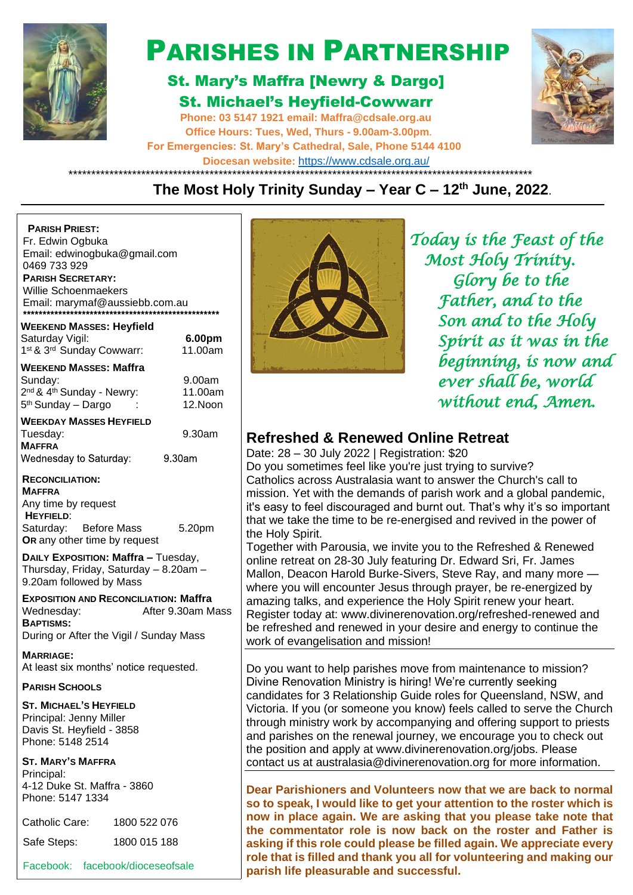# PARISHES IN PARTNERSHIP

## St. Mary's Maffra [Newry & Dargo]

## St. Michael's Heyfield-Cowwarr

**Phone: 03 5147 1921 email: Maffra@cdsale.org.au**
**Office Hours: Tues, Wed, Thurs - 9.00am-3.00pm.**
**For Emergencies: St. Mary's Cathedral, Sale, Phone 5144 4100**
**Diocesan website:** https://www.cdsale.org.au/

****************************************************************************************************

## The Most Holy Trinity Sunday – Year C – 12th June, 2022.

**PARISH PRIEST:**
Fr. Edwin Ogbuka
Email: edwinogbuka@gmail.com
0469 733 929

**PARISH SECRETARY:**
Willie Schoenmaekers
Email: marymaf@aussiebb.com.au

**************************************************

**WEEKEND MASSES: Heyfield**

| | |
|---|---|
| Saturday Vigil: | **6.00pm** |
| 1st & 3rd Sunday Cowwarr: | 11.00am |

**WEEKEND MASSES: Maffra**

| | |
|---|---|
| Sunday: | 9.00am |
| 2nd & 4th Sunday - Newry: | 11.00am |
| 5th Sunday – Dargo : | 12.Noon |

**WEEKDAY MASSES HEYFIELD**
Tuesday: 9.30am

**MAFFRA**
Wednesday to Saturday: 9.30am

**RECONCILIATION:**
**MAFFRA**
Any time by request
**HEYFIELD**:
Saturday: Before Mass 5.20pm
**OR** any other time by request

**DAILY EXPOSITION: Maffra –** Tuesday, Thursday, Friday, Saturday – 8.20am – 9.20am followed by Mass

**EXPOSITION AND RECONCILIATION: Maffra**
Wednesday: After 9.30am Mass

**BAPTISMS:**
During or After the Vigil / Sunday Mass

**MARRIAGE:**
At least six months' notice requested.

**PARISH SCHOOLS**

**ST. MICHAEL'S HEYFIELD**
Principal: Jenny Miller
Davis St. Heyfield - 3858
Phone: 5148 2514

**ST. MARY'S MAFFRA**
Principal:
4-12 Duke St. Maffra - 3860
Phone: 5147 1334

| | |
|---|---|
| Catholic Care: | 1800 522 076 |
| Safe Steps: | 1800 015 188 |

Facebook: facebook/dioceseofsale

*Today is the Feast of the Most Holy Trinity. Glory be to the Father, and to the Son and to the Holy Spirit as it was in the beginning, is now and ever shall be, world without end, Amen.*

## Refreshed & Renewed Online Retreat

Date: 28 – 30 July 2022 | Registration: $20
Do you sometimes feel like you're just trying to survive?
Catholics across Australasia want to answer the Church's call to mission. Yet with the demands of parish work and a global pandemic, it's easy to feel discouraged and burnt out. That's why it's so important that we take the time to be re-energised and revived in the power of the Holy Spirit.
Together with Parousia, we invite you to the Refreshed & Renewed online retreat on 28-30 July featuring Dr. Edward Sri, Fr. James Mallon, Deacon Harold Burke-Sivers, Steve Ray, and many more — where you will encounter Jesus through prayer, be re-energized by amazing talks, and experience the Holy Spirit renew your heart.
Register today at: www.divinerenovation.org/refreshed-renewed and be refreshed and renewed in your desire and energy to continue the work of evangelisation and mission!

Do you want to help parishes move from maintenance to mission? Divine Renovation Ministry is hiring! We're currently seeking candidates for 3 Relationship Guide roles for Queensland, NSW, and Victoria. If you (or someone you know) feels called to serve the Church through ministry work by accompanying and offering support to priests and parishes on the renewal journey, we encourage you to check out the position and apply at www.divinerenovation.org/jobs. Please contact us at australasia@divinerenovation.org for more information.

**Dear Parishioners and Volunteers now that we are back to normal so to speak, I would like to get your attention to the roster which is now in place again. We are asking that you please take note that the commentator role is now back on the roster and Father is asking if this role could please be filled again. We appreciate every role that is filled and thank you all for volunteering and making our parish life pleasurable and successful.**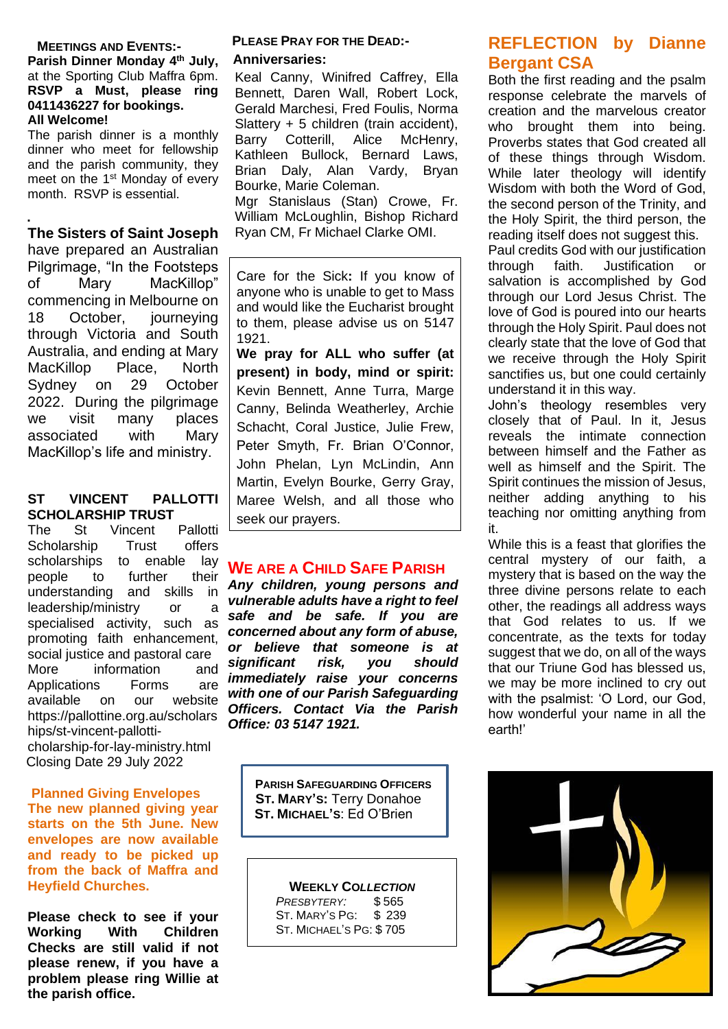## Meetings and Events:-

**Parish Dinner Monday 4th July,** at the Sporting Club Maffra 6pm. **RSVP a Must, please ring 0411436227 for bookings. All Welcome!**

The parish dinner is a monthly dinner who meet for fellowship and the parish community, they meet on the 1st Monday of every month. RSVP is essential.

**The Sisters of Saint Joseph** have prepared an Australian Pilgrimage, "In the Footsteps of Mary MacKillop" commencing in Melbourne on 18 October, journeying through Victoria and South Australia, and ending at Mary MacKillop Place, North Sydney on 29 October 2022. During the pilgrimage we visit many places associated with Mary MacKillop's life and ministry.

### ST VINCENT PALLOTTI SCHOLARSHIP TRUST

The St Vincent Pallotti Scholarship Trust offers scholarships to enable lay people to further their understanding and skills in leadership/ministry or a specialised activity, such as promoting faith enhancement, social justice and pastoral care More information and Applications Forms are available on our website https://pallottine.org.au/scholarships/st-vincent-pallotti-scholarship-for-lay-ministry.html
Closing Date 29 July 2022

### Planned Giving Envelopes

**The new planned giving year starts on the 5th June. New envelopes are now available and ready to be picked up from the back of Maffra and Heyfield Churches.**

**Please check to see if your Working With Children Checks are still valid if not please renew, if you have a problem please ring Willie at the parish office.**

## Please Pray for the Dead:-

**Anniversaries:**

Keal Canny, Winifred Caffrey, Ella Bennett, Daren Wall, Robert Lock, Gerald Marchesi, Fred Foulis, Norma Slattery + 5 children (train accident), Barry Cotterill, Alice McHenry, Kathleen Bullock, Bernard Laws, Brian Daly, Alan Vardy, Bryan Bourke, Marie Coleman.

Mgr Stanislaus (Stan) Crowe, Fr. William McLoughlin, Bishop Richard Ryan CM, Fr Michael Clarke OMI.

Care for the Sick**:** If you know of anyone who is unable to get to Mass and would like the Eucharist brought to them, please advise us on 5147 1921.

**We pray for ALL who suffer (at present) in body, mind or spirit:** Kevin Bennett, Anne Turra, Marge Canny, Belinda Weatherley, Archie Schacht, Coral Justice, Julie Frew, Peter Smyth, Fr. Brian O'Connor, John Phelan, Lyn McLindin, Ann Martin, Evelyn Bourke, Gerry Gray, Maree Welsh, and all those who seek our prayers.

## We are a Child Safe Parish

***Any children, young persons and vulnerable adults have a right to feel safe and be safe. If you are concerned about any form of abuse, or believe that someone is at significant risk, you should immediately raise your concerns with one of our Parish Safeguarding Officers. Contact Via the Parish Office: 03 5147 1921.***

**Parish Safeguarding Officers**
**St. Mary's:** Terry Donahoe
**St. Michael's**: Ed O'Brien

**Weekly Collection**

| | |
|---|---|
| *Presbytery:* | $ 565 |
| St. Mary's Pg: | $ 239 |
| St. Michael's Pg: | $ 705 |

## REFLECTION by Dianne Bergant CSA

Both the first reading and the psalm response celebrate the marvels of creation and the marvelous creator who brought them into being. Proverbs states that God created all of these things through Wisdom. While later theology will identify Wisdom with both the Word of God, the second person of the Trinity, and the Holy Spirit, the third person, the reading itself does not suggest this.

Paul credits God with our justification through faith. Justification or salvation is accomplished by God through our Lord Jesus Christ. The love of God is poured into our hearts through the Holy Spirit. Paul does not clearly state that the love of God that we receive through the Holy Spirit sanctifies us, but one could certainly understand it in this way.

John's theology resembles very closely that of Paul. In it, Jesus reveals the intimate connection between himself and the Father as well as himself and the Spirit. The Spirit continues the mission of Jesus, neither adding anything to his teaching nor omitting anything from it.

While this is a feast that glorifies the central mystery of our faith, a mystery that is based on the way the three divine persons relate to each other, the readings all address ways that God relates to us. If we concentrate, as the texts for today suggest that we do, on all of the ways that our Triune God has blessed us, we may be more inclined to cry out with the psalmist: 'O Lord, our God, how wonderful your name in all the earth!'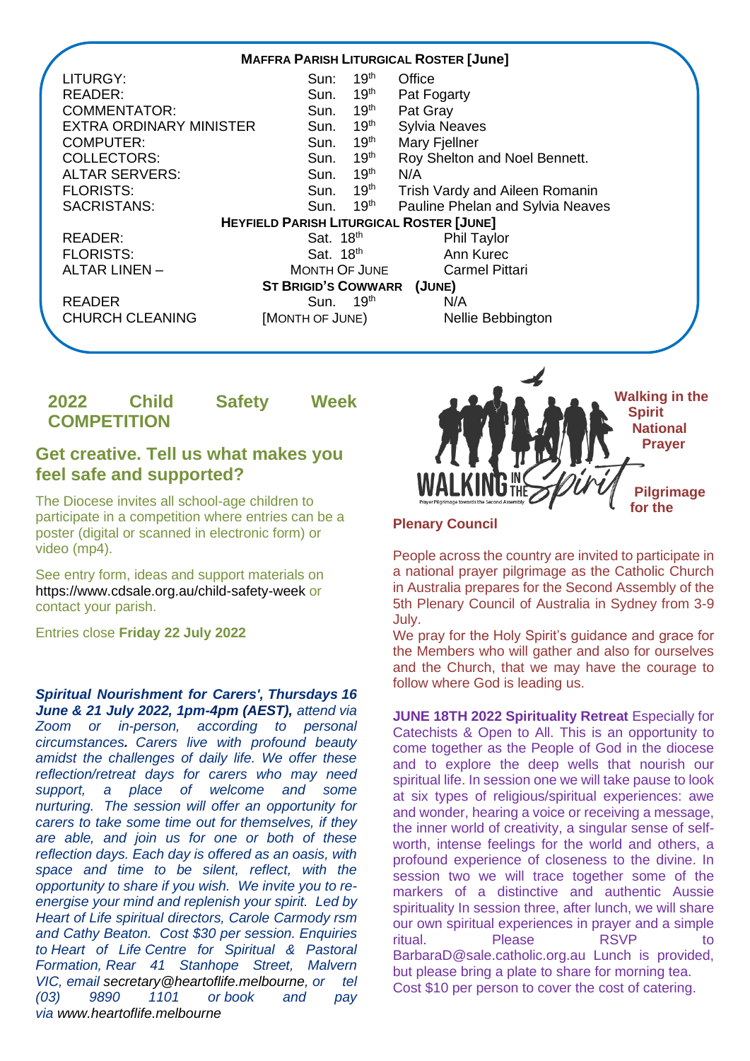## MAFFRA PARISH LITURGICAL ROSTER [June]

| | | |
|---|---|---|
| LITURGY: | Sun: 19th | Office |
| READER: | Sun. 19th | Pat Fogarty |
| COMMENTATOR: | Sun. 19th | Pat Gray |
| EXTRA ORDINARY MINISTER | Sun. 19th | Sylvia Neaves |
| COMPUTER: | Sun. 19th | Mary Fjellner |
| COLLECTORS: | Sun. 19th | Roy Shelton and Noel Bennett. |
| ALTAR SERVERS: | Sun. 19th | N/A |
| FLORISTS: | Sun. 19th | Trish Vardy and Aileen Romanin |
| SACRISTANS: | Sun. 19th | Pauline Phelan and Sylvia Neaves |

## HEYFIELD PARISH LITURGICAL ROSTER [JUNE]

| | | |
|---|---|---|
| READER: | Sat. 18th | Phil Taylor |
| FLORISTS: | Sat. 18th | Ann Kurec |
| ALTAR LINEN – | MONTH OF JUNE | Carmel Pittari |

## ST BRIGID'S COWWARR (JUNE)

| | | |
|---|---|---|
| READER | Sun. 19th | N/A |
| CHURCH CLEANING | [MONTH OF JUNE] | Nellie Bebbington |

## 2022 Child Safety Week COMPETITION

### Get creative. Tell us what makes you feel safe and supported?

The Diocese invites all school-age children to participate in a competition where entries can be a poster (digital or scanned in electronic form) or video (mp4).

See entry form, ideas and support materials on https://www.cdsale.org.au/child-safety-week or contact your parish.

Entries close **Friday 22 July 2022**

***Spiritual Nourishment for Carers', Thursdays 16 June & 21 July 2022, 1pm-4pm (AEST),*** *attend via Zoom or in-person, according to personal circumstances. Carers live with profound beauty amidst the challenges of daily life. We offer these reflection/retreat days for carers who may need support, a place of welcome and some nurturing. The session will offer an opportunity for carers to take some time out for themselves, if they are able, and join us for one or both of these reflection days. Each day is offered as an oasis, with space and time to be silent, reflect, with the opportunity to share if you wish. We invite you to re-energise your mind and replenish your spirit. Led by Heart of Life spiritual directors, Carole Carmody rsm and Cathy Beaton. Cost $30 per session. Enquiries to Heart of Life Centre for Spiritual & Pastoral Formation, Rear 41 Stanhope Street, Malvern VIC, email secretary@heartoflife.melbourne, or tel (03) 9890 1101 or book and pay via www.heartoflife.melbourne*

**Walking in the Spirit National Prayer Pilgrimage for the Plenary Council**

People across the country are invited to participate in a national prayer pilgrimage as the Catholic Church in Australia prepares for the Second Assembly of the 5th Plenary Council of Australia in Sydney from 3-9 July.

We pray for the Holy Spirit's guidance and grace for the Members who will gather and also for ourselves and the Church, that we may have the courage to follow where God is leading us.

**JUNE 18TH 2022 Spirituality Retreat** Especially for Catechists & Open to All. This is an opportunity to come together as the People of God in the diocese and to explore the deep wells that nourish our spiritual life. In session one we will take pause to look at six types of religious/spiritual experiences: awe and wonder, hearing a voice or receiving a message, the inner world of creativity, a singular sense of self-worth, intense feelings for the world and others, a profound experience of closeness to the divine. In session two we will trace together some of the markers of a distinctive and authentic Aussie spirituality In session three, after lunch, we will share our own spiritual experiences in prayer and a simple ritual. Please RSVP to BarbaraD@sale.catholic.org.au Lunch is provided, but please bring a plate to share for morning tea. Cost $10 per person to cover the cost of catering.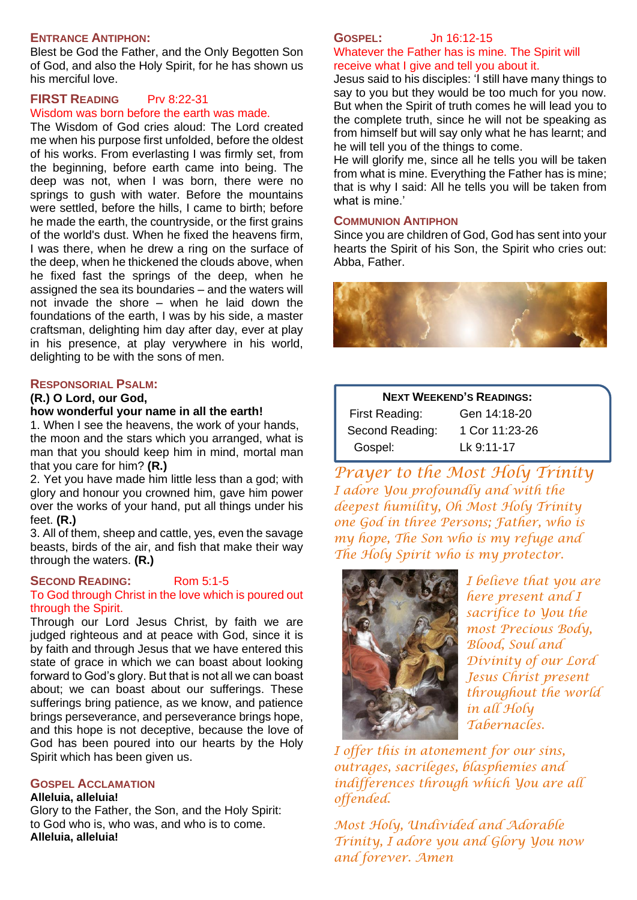### Entrance Antiphon:

Blest be God the Father, and the Only Begotten Son of God, and also the Holy Spirit, for he has shown us his merciful love.

### First Reading Prv 8:22-31

Wisdom was born before the earth was made.

The Wisdom of God cries aloud: The Lord created me when his purpose first unfolded, before the oldest of his works. From everlasting I was firmly set, from the beginning, before earth came into being. The deep was not, when I was born, there were no springs to gush with water. Before the mountains were settled, before the hills, I came to birth; before he made the earth, the countryside, or the first grains of the world's dust. When he fixed the heavens firm, I was there, when he drew a ring on the surface of the deep, when he thickened the clouds above, when he fixed fast the springs of the deep, when he assigned the sea its boundaries – and the waters will not invade the shore – when he laid down the foundations of the earth, I was by his side, a master craftsman, delighting him day after day, ever at play in his presence, at play verywhere in his world, delighting to be with the sons of men.

### Responsorial Psalm:

**(R.) O Lord, our God,**
**how wonderful your name in all the earth!**

1. When I see the heavens, the work of your hands, the moon and the stars which you arranged, what is man that you should keep him in mind, mortal man that you care for him? **(R.)**
2. Yet you have made him little less than a god; with glory and honour you crowned him, gave him power over the works of your hand, put all things under his feet. **(R.)**
3. All of them, sheep and cattle, yes, even the savage beasts, birds of the air, and fish that make their way through the waters. **(R.)**

### Second Reading: Rom 5:1-5

To God through Christ in the love which is poured out through the Spirit.

Through our Lord Jesus Christ, by faith we are judged righteous and at peace with God, since it is by faith and through Jesus that we have entered this state of grace in which we can boast about looking forward to God's glory. But that is not all we can boast about; we can boast about our sufferings. These sufferings bring patience, as we know, and patience brings perseverance, and perseverance brings hope, and this hope is not deceptive, because the love of God has been poured into our hearts by the Holy Spirit which has been given us.

### Gospel Acclamation

**Alleluia, alleluia!**
Glory to the Father, the Son, and the Holy Spirit:
to God who is, who was, and who is to come.
**Alleluia, alleluia!**

### Gospel: Jn 16:12-15

Whatever the Father has is mine. The Spirit will receive what I give and tell you about it.

Jesus said to his disciples: 'I still have many things to say to you but they would be too much for you now. But when the Spirit of truth comes he will lead you to the complete truth, since he will not be speaking as from himself but will say only what he has learnt; and he will tell you of the things to come.

He will glorify me, since all he tells you will be taken from what is mine. Everything the Father has is mine; that is why I said: All he tells you will be taken from what is mine.'

### Communion Antiphon

Since you are children of God, God has sent into your hearts the Spirit of his Son, the Spirit who cries out: Abba, Father.

| Next Weekend's Readings: | |
|---|---|
| First Reading: | Gen 14:18-20 |
| Second Reading: | 1 Cor 11:23-26 |
| Gospel: | Lk 9:11-17 |

## *Prayer to the Most Holy Trinity*

*I adore You profoundly and with the deepest humility, Oh Most Holy Trinity one God in three Persons; Father, who is my hope, The Son who is my refuge and The Holy Spirit who is my protector.*

*I believe that you are here present and I sacrifice to You the most Precious Body, Blood, Soul and Divinity of our Lord Jesus Christ present throughout the world in all Holy Tabernacles.*

*I offer this in atonement for our sins, outrages, sacrileges, blasphemies and indifferences through which You are all offended.*

*Most Holy, Undivided and Adorable Trinity, I adore you and Glory You now and forever. Amen*